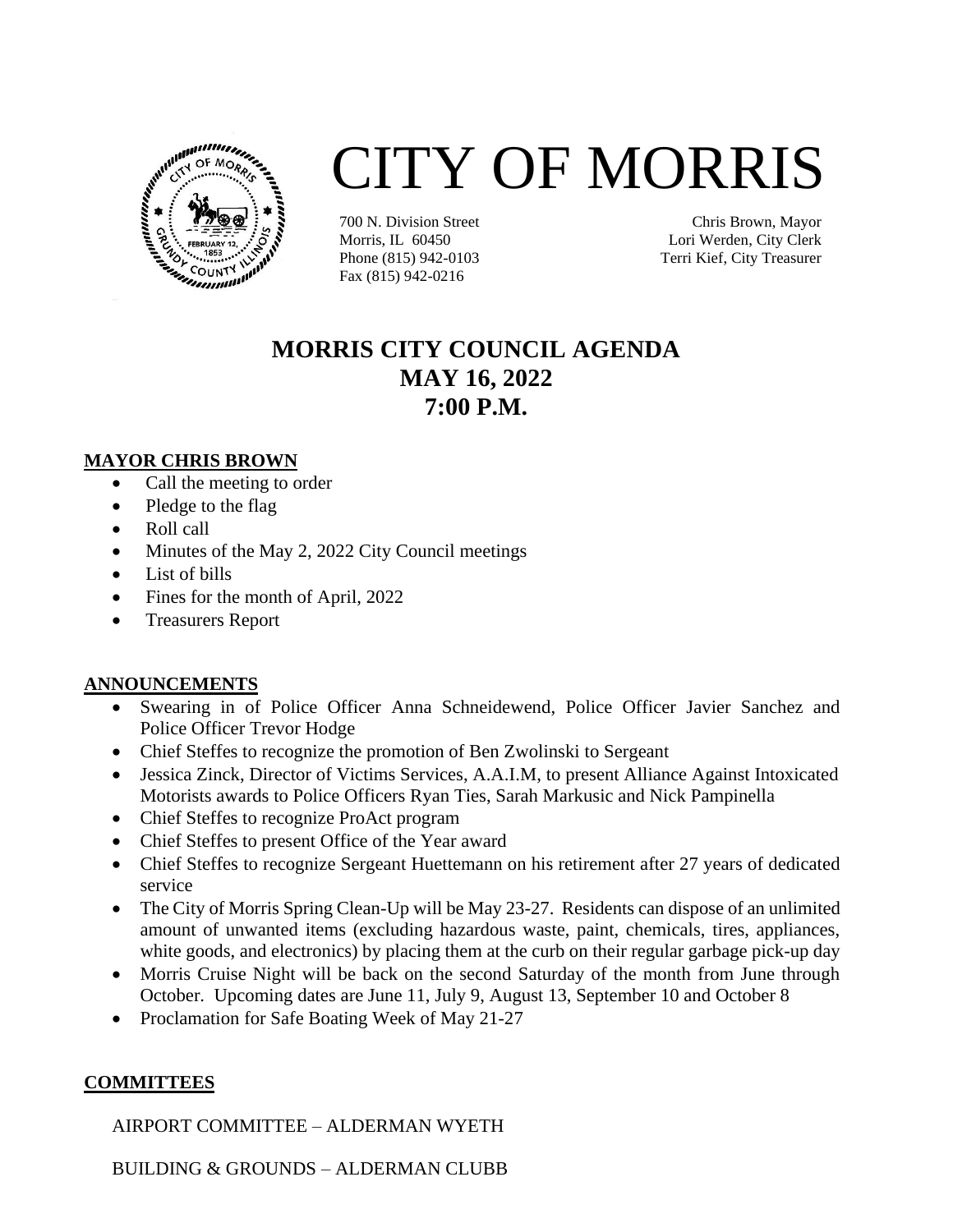# CITY OF MORRIS

700 N. Division Street
Morris, IL 60450
Phone (815) 942-0103
Fax (815) 942-0216

Chris Brown, Mayor
Lori Werden, City Clerk
Terri Kief, City Treasurer

## MORRIS CITY COUNCIL AGENDA
## MAY 16, 2022
## 7:00 P.M.

**MAYOR CHRIS BROWN**

- Call the meeting to order
- Pledge to the flag
- Roll call
- Minutes of the May 2, 2022 City Council meetings
- List of bills
- Fines for the month of April, 2022
- Treasurers Report

**ANNOUNCEMENTS**

- Swearing in of Police Officer Anna Schneidewend, Police Officer Javier Sanchez and Police Officer Trevor Hodge
- Chief Steffes to recognize the promotion of Ben Zwolinski to Sergeant
- Jessica Zinck, Director of Victims Services, A.A.I.M, to present Alliance Against Intoxicated Motorists awards to Police Officers Ryan Ties, Sarah Markusic and Nick Pampinella
- Chief Steffes to recognize ProAct program
- Chief Steffes to present Office of the Year award
- Chief Steffes to recognize Sergeant Huettemann on his retirement after 27 years of dedicated service
- The City of Morris Spring Clean-Up will be May 23-27. Residents can dispose of an unlimited amount of unwanted items (excluding hazardous waste, paint, chemicals, tires, appliances, white goods, and electronics) by placing them at the curb on their regular garbage pick-up day
- Morris Cruise Night will be back on the second Saturday of the month from June through October. Upcoming dates are June 11, July 9, August 13, September 10 and October 8
- Proclamation for Safe Boating Week of May 21-27

**COMMITTEES**

AIRPORT COMMITTEE – ALDERMAN WYETH

BUILDING & GROUNDS – ALDERMAN CLUBB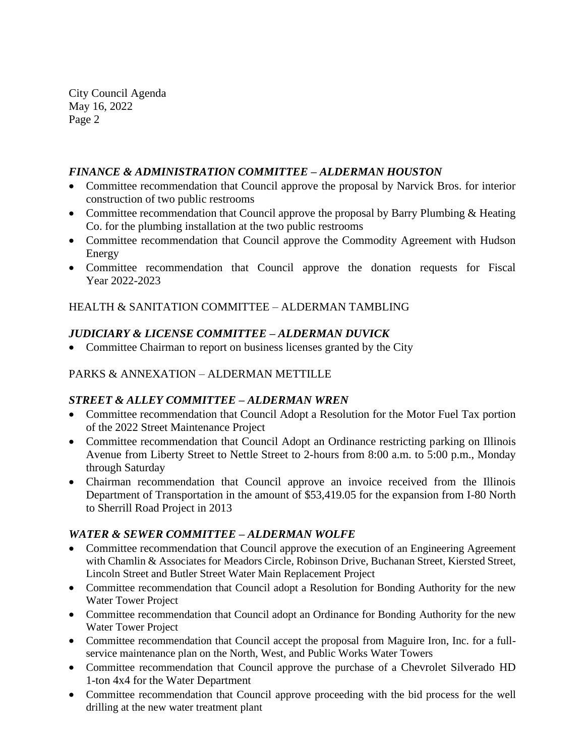***FINANCE & ADMINISTRATION COMMITTEE – ALDERMAN HOUSTON***

- Committee recommendation that Council approve the proposal by Narvick Bros. for interior construction of two public restrooms
- Committee recommendation that Council approve the proposal by Barry Plumbing & Heating Co. for the plumbing installation at the two public restrooms
- Committee recommendation that Council approve the Commodity Agreement with Hudson Energy
- Committee recommendation that Council approve the donation requests for Fiscal Year 2022-2023

HEALTH & SANITATION COMMITTEE – ALDERMAN TAMBLING

***JUDICIARY & LICENSE COMMITTEE – ALDERMAN DUVICK***

- Committee Chairman to report on business licenses granted by the City

PARKS & ANNEXATION – ALDERMAN METTILLE

***STREET & ALLEY COMMITTEE – ALDERMAN WREN***

- Committee recommendation that Council Adopt a Resolution for the Motor Fuel Tax portion of the 2022 Street Maintenance Project
- Committee recommendation that Council Adopt an Ordinance restricting parking on Illinois Avenue from Liberty Street to Nettle Street to 2-hours from 8:00 a.m. to 5:00 p.m., Monday through Saturday
- Chairman recommendation that Council approve an invoice received from the Illinois Department of Transportation in the amount of $53,419.05 for the expansion from I-80 North to Sherrill Road Project in 2013

***WATER & SEWER COMMITTEE – ALDERMAN WOLFE***

- Committee recommendation that Council approve the execution of an Engineering Agreement with Chamlin & Associates for Meadors Circle, Robinson Drive, Buchanan Street, Kiersted Street, Lincoln Street and Butler Street Water Main Replacement Project
- Committee recommendation that Council adopt a Resolution for Bonding Authority for the new Water Tower Project
- Committee recommendation that Council adopt an Ordinance for Bonding Authority for the new Water Tower Project
- Committee recommendation that Council accept the proposal from Maguire Iron, Inc. for a full-service maintenance plan on the North, West, and Public Works Water Towers
- Committee recommendation that Council approve the purchase of a Chevrolet Silverado HD 1-ton 4x4 for the Water Department
- Committee recommendation that Council approve proceeding with the bid process for the well drilling at the new water treatment plant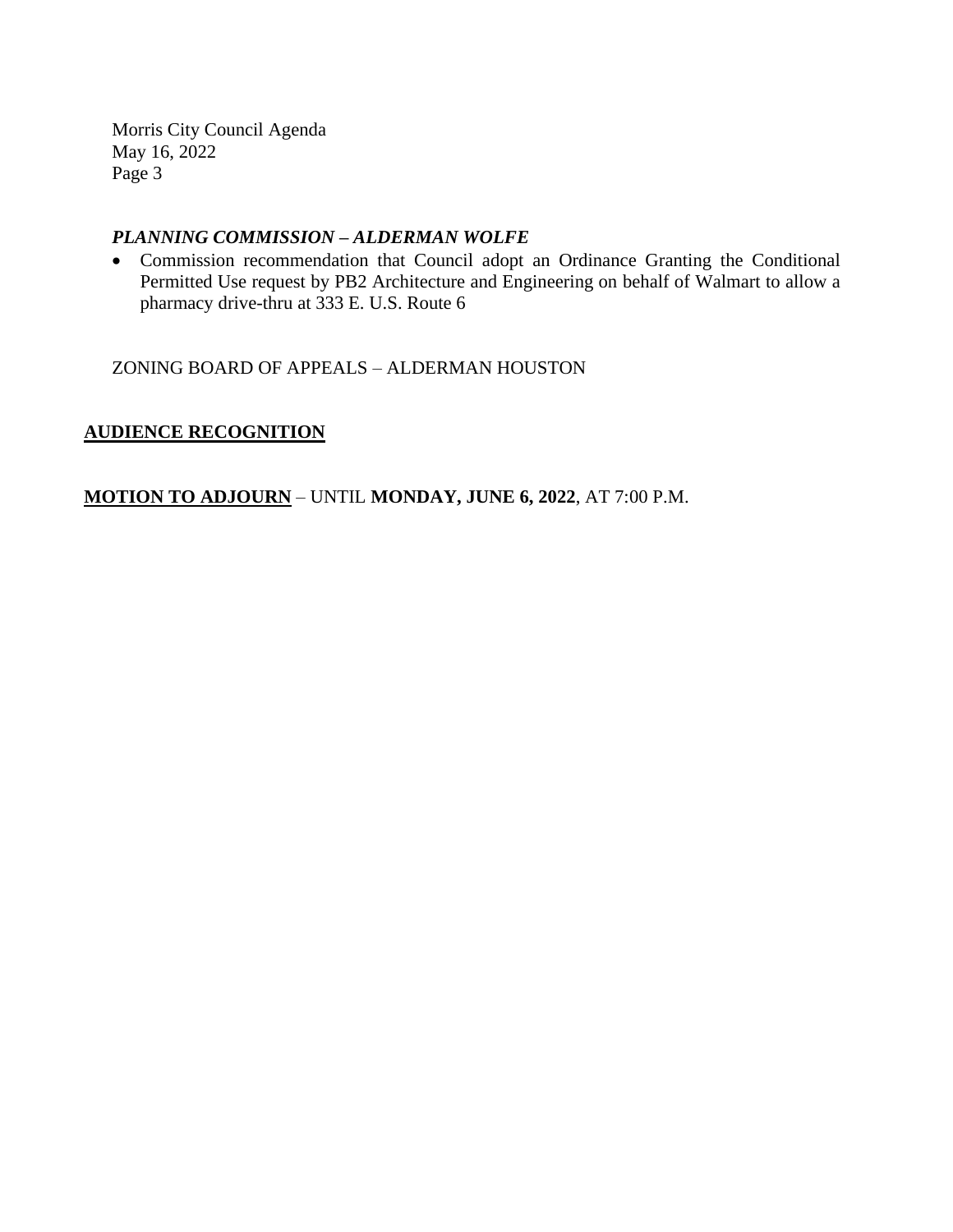***PLANNING COMMISSION – ALDERMAN WOLFE***

- Commission recommendation that Council adopt an Ordinance Granting the Conditional Permitted Use request by PB2 Architecture and Engineering on behalf of Walmart to allow a pharmacy drive-thru at 333 E. U.S. Route 6

ZONING BOARD OF APPEALS – ALDERMAN HOUSTON

**AUDIENCE RECOGNITION**

**MOTION TO ADJOURN** – UNTIL **MONDAY, JUNE 6, 2022**, AT 7:00 P.M.